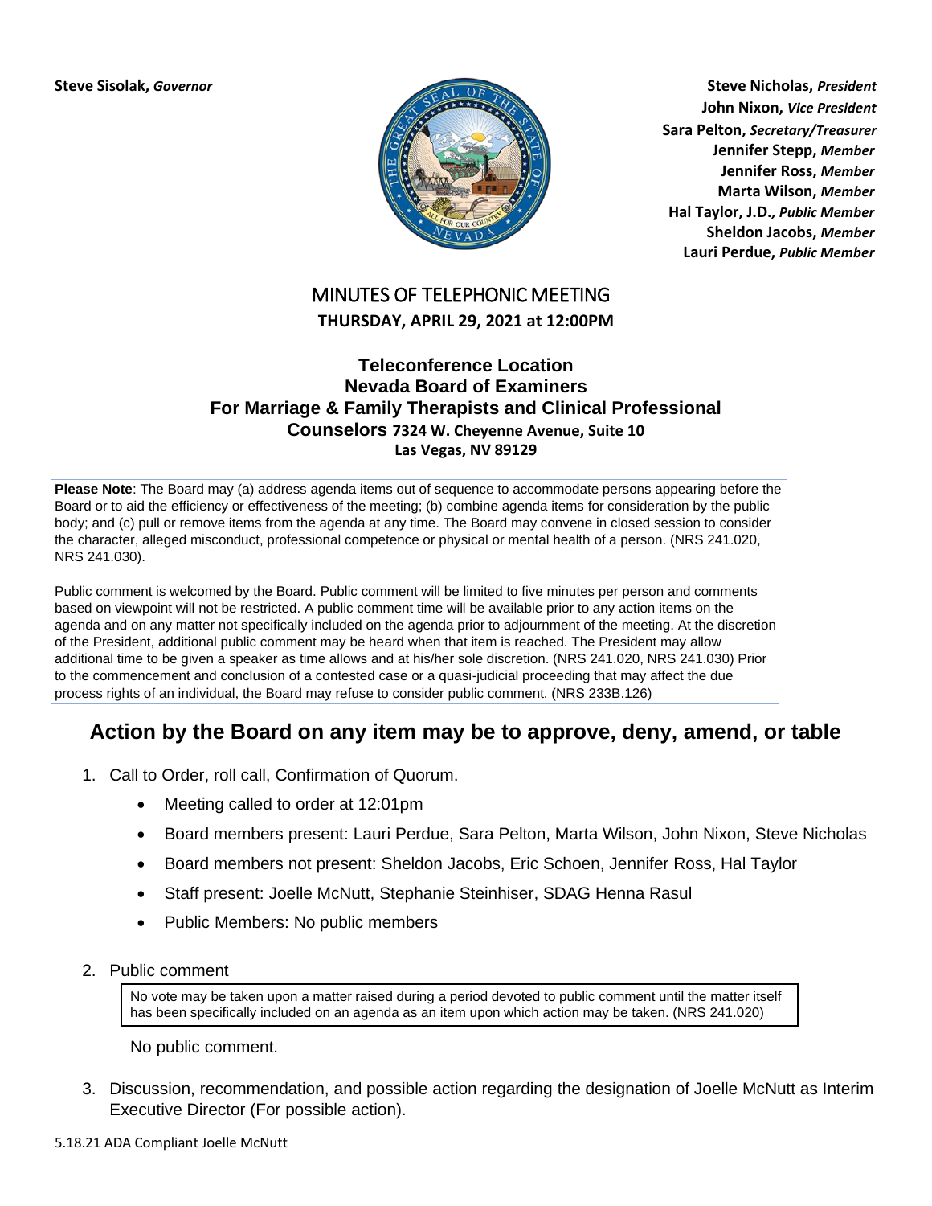**Steve Sisolak,** ***Governor***

**Steve Nicholas,** ***President***
**John Nixon,** ***Vice President***
**Sara Pelton,** ***Secretary/Treasurer***
**Jennifer Stepp,** ***Member***
**Jennifer Ross,** ***Member***
**Marta Wilson,** ***Member***
**Hal Taylor, J.D.,** ***Public Member***
**Sheldon Jacobs,** ***Member***
**Lauri Perdue,** ***Public Member***

# MINUTES OF TELEPHONIC MEETING

**THURSDAY, APRIL 29, 2021 at 12:00PM**

## Teleconference Location
## Nevada Board of Examiners
## For Marriage & Family Therapists and Clinical Professional Counselors

**7324 W. Cheyenne Avenue, Suite 10**
**Las Vegas, NV 89129**

**Please Note**: The Board may (a) address agenda items out of sequence to accommodate persons appearing before the Board or to aid the efficiency or effectiveness of the meeting; (b) combine agenda items for consideration by the public body; and (c) pull or remove items from the agenda at any time. The Board may convene in closed session to consider the character, alleged misconduct, professional competence or physical or mental health of a person. (NRS 241.020, NRS 241.030).

Public comment is welcomed by the Board. Public comment will be limited to five minutes per person and comments based on viewpoint will not be restricted. A public comment time will be available prior to any action items on the agenda and on any matter not specifically included on the agenda prior to adjournment of the meeting. At the discretion of the President, additional public comment may be heard when that item is reached. The President may allow additional time to be given a speaker as time allows and at his/her sole discretion. (NRS 241.020, NRS 241.030) Prior to the commencement and conclusion of a contested case or a quasi-judicial proceeding that may affect the due process rights of an individual, the Board may refuse to consider public comment. (NRS 233B.126)

## Action by the Board on any item may be to approve, deny, amend, or table

1. Call to Order, roll call, Confirmation of Quorum.
   - Meeting called to order at 12:01pm
   - Board members present: Lauri Perdue, Sara Pelton, Marta Wilson, John Nixon, Steve Nicholas
   - Board members not present: Sheldon Jacobs, Eric Schoen, Jennifer Ross, Hal Taylor
   - Staff present: Joelle McNutt, Stephanie Steinhiser, SDAG Henna Rasul
   - Public Members: No public members

2. Public comment

   No vote may be taken upon a matter raised during a period devoted to public comment until the matter itself has been specifically included on an agenda as an item upon which action may be taken. (NRS 241.020)

   No public comment.

3. Discussion, recommendation, and possible action regarding the designation of Joelle McNutt as Interim Executive Director (For possible action).

5.18.21 ADA Compliant Joelle McNutt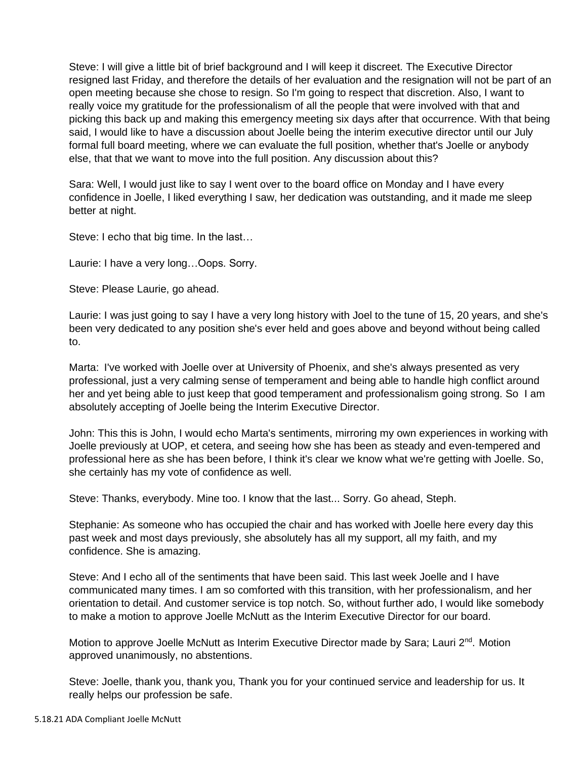Steve: I will give a little bit of brief background and I will keep it discreet. The Executive Director resigned last Friday, and therefore the details of her evaluation and the resignation will not be part of an open meeting because she chose to resign. So I'm going to respect that discretion. Also, I want to really voice my gratitude for the professionalism of all the people that were involved with that and picking this back up and making this emergency meeting six days after that occurrence. With that being said, I would like to have a discussion about Joelle being the interim executive director until our July formal full board meeting, where we can evaluate the full position, whether that's Joelle or anybody else, that that we want to move into the full position. Any discussion about this?

Sara: Well, I would just like to say I went over to the board office on Monday and I have every confidence in Joelle, I liked everything I saw, her dedication was outstanding, and it made me sleep better at night.

Steve: I echo that big time. In the last…

Laurie: I have a very long…Oops. Sorry.

Steve: Please Laurie, go ahead.

Laurie: I was just going to say I have a very long history with Joel to the tune of 15, 20 years, and she's been very dedicated to any position she's ever held and goes above and beyond without being called to.

Marta: I've worked with Joelle over at University of Phoenix, and she's always presented as very professional, just a very calming sense of temperament and being able to handle high conflict around her and yet being able to just keep that good temperament and professionalism going strong. So I am absolutely accepting of Joelle being the Interim Executive Director.

John: This this is John, I would echo Marta's sentiments, mirroring my own experiences in working with Joelle previously at UOP, et cetera, and seeing how she has been as steady and even-tempered and professional here as she has been before, I think it's clear we know what we're getting with Joelle. So, she certainly has my vote of confidence as well.

Steve: Thanks, everybody. Mine too. I know that the last... Sorry. Go ahead, Steph.

Stephanie: As someone who has occupied the chair and has worked with Joelle here every day this past week and most days previously, she absolutely has all my support, all my faith, and my confidence. She is amazing.

Steve: And I echo all of the sentiments that have been said. This last week Joelle and I have communicated many times. I am so comforted with this transition, with her professionalism, and her orientation to detail. And customer service is top notch. So, without further ado, I would like somebody to make a motion to approve Joelle McNutt as the Interim Executive Director for our board.

Motion to approve Joelle McNutt as Interim Executive Director made by Sara; Lauri 2nd. Motion approved unanimously, no abstentions.

Steve: Joelle, thank you, thank you, Thank you for your continued service and leadership for us. It really helps our profession be safe.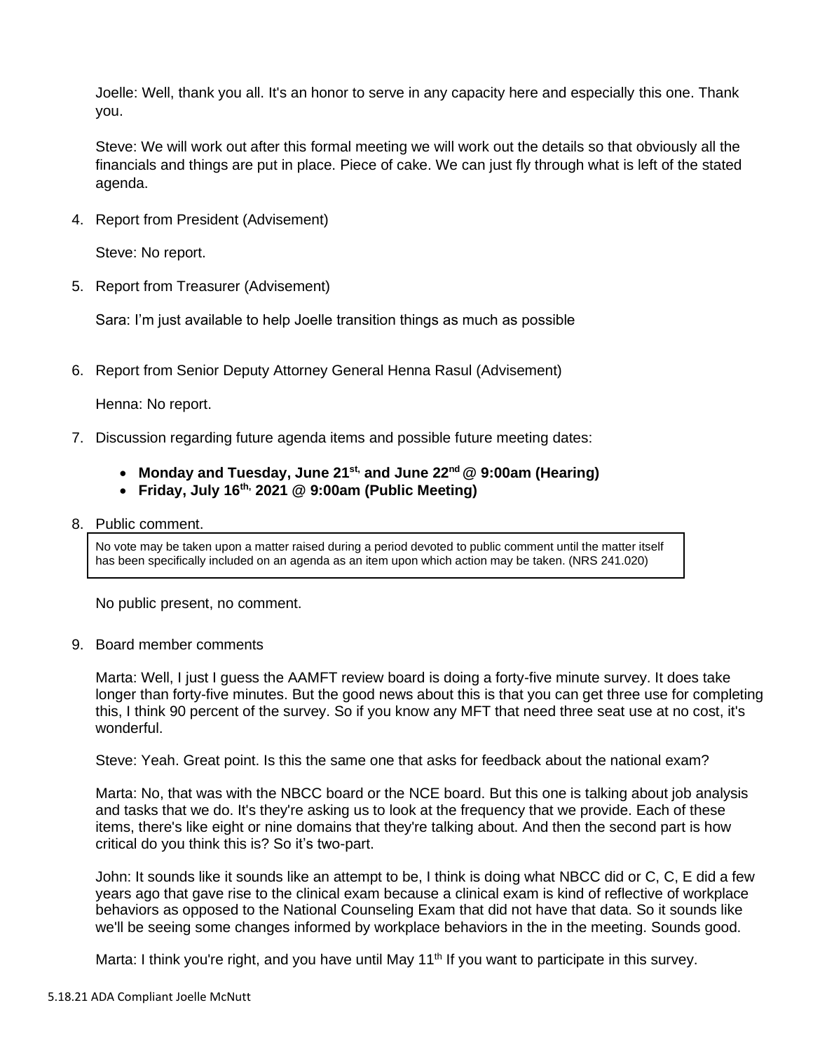Joelle: Well, thank you all. It's an honor to serve in any capacity here and especially this one. Thank you.

Steve: We will work out after this formal meeting we will work out the details so that obviously all the financials and things are put in place. Piece of cake. We can just fly through what is left of the stated agenda.

4. Report from President (Advisement)

   Steve: No report.

5. Report from Treasurer (Advisement)

   Sara: I'm just available to help Joelle transition things as much as possible

6. Report from Senior Deputy Attorney General Henna Rasul (Advisement)

   Henna: No report.

7. Discussion regarding future agenda items and possible future meeting dates:

   - **Monday and Tuesday, June 21st, and June 22nd @ 9:00am (Hearing)**
   - **Friday, July 16th, 2021 @ 9:00am (Public Meeting)**

8. Public comment.

   No vote may be taken upon a matter raised during a period devoted to public comment until the matter itself has been specifically included on an agenda as an item upon which action may be taken. (NRS 241.020)

   No public present, no comment.

9. Board member comments

   Marta: Well, I just I guess the AAMFT review board is doing a forty-five minute survey. It does take longer than forty-five minutes. But the good news about this is that you can get three use for completing this, I think 90 percent of the survey. So if you know any MFT that need three seat use at no cost, it's wonderful.

   Steve: Yeah. Great point. Is this the same one that asks for feedback about the national exam?

   Marta: No, that was with the NBCC board or the NCE board. But this one is talking about job analysis and tasks that we do. It's they're asking us to look at the frequency that we provide. Each of these items, there's like eight or nine domains that they're talking about. And then the second part is how critical do you think this is? So it's two-part.

   John: It sounds like it sounds like an attempt to be, I think is doing what NBCC did or C, C, E did a few years ago that gave rise to the clinical exam because a clinical exam is kind of reflective of workplace behaviors as opposed to the National Counseling Exam that did not have that data. So it sounds like we'll be seeing some changes informed by workplace behaviors in the in the meeting. Sounds good.

   Marta: I think you're right, and you have until May 11th If you want to participate in this survey.

5.18.21 ADA Compliant Joelle McNutt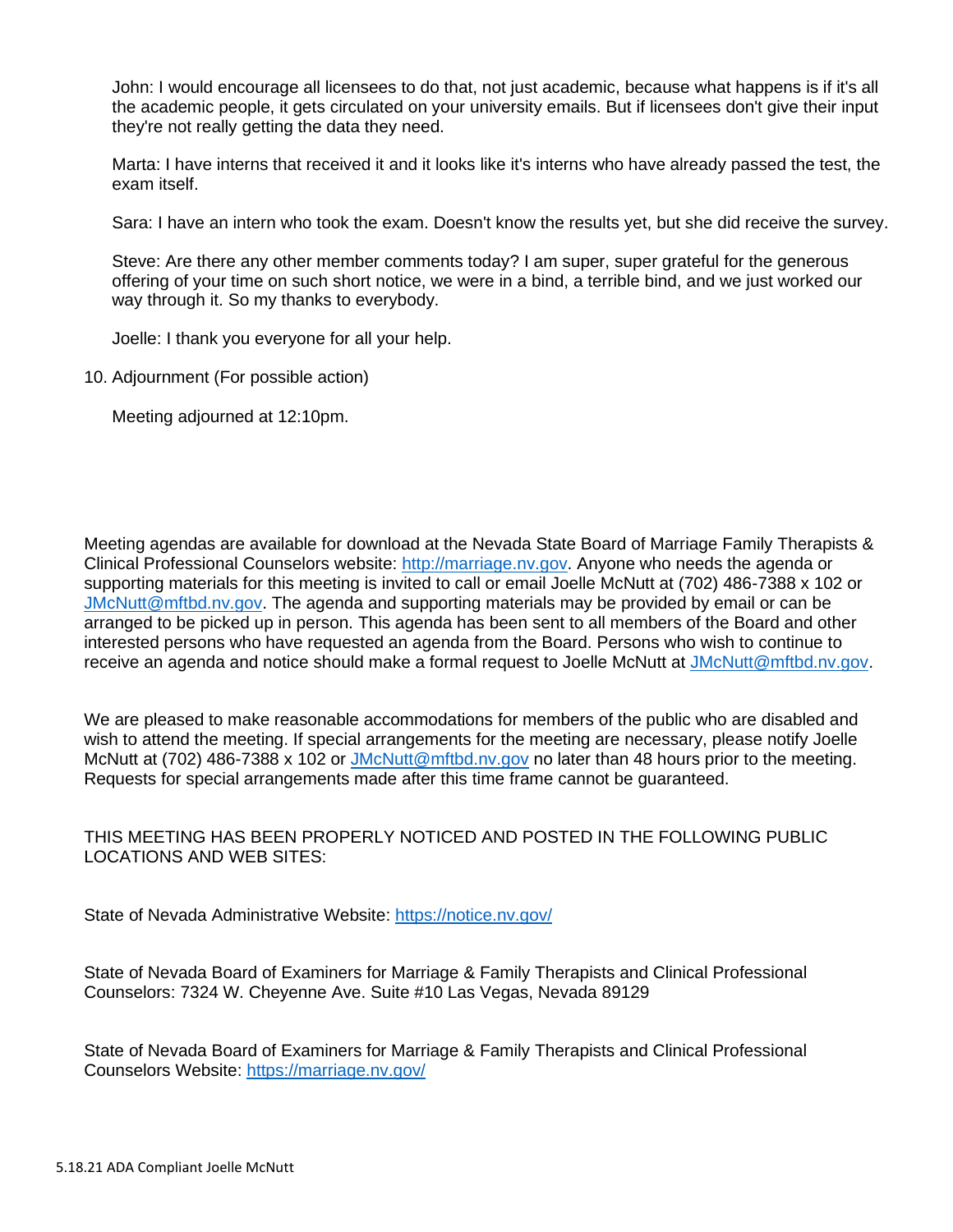John: I would encourage all licensees to do that, not just academic, because what happens is if it's all the academic people, it gets circulated on your university emails. But if licensees don't give their input they're not really getting the data they need.

Marta: I have interns that received it and it looks like it's interns who have already passed the test, the exam itself.

Sara: I have an intern who took the exam. Doesn't know the results yet, but she did receive the survey.

Steve: Are there any other member comments today? I am super, super grateful for the generous offering of your time on such short notice, we were in a bind, a terrible bind, and we just worked our way through it. So my thanks to everybody.

Joelle: I thank you everyone for all your help.

10. Adjournment (For possible action)

    Meeting adjourned at 12:10pm.

Meeting agendas are available for download at the Nevada State Board of Marriage Family Therapists & Clinical Professional Counselors website: http://marriage.nv.gov. Anyone who needs the agenda or supporting materials for this meeting is invited to call or email Joelle McNutt at (702) 486-7388 x 102 or JMcNutt@mftbd.nv.gov. The agenda and supporting materials may be provided by email or can be arranged to be picked up in person. This agenda has been sent to all members of the Board and other interested persons who have requested an agenda from the Board. Persons who wish to continue to receive an agenda and notice should make a formal request to Joelle McNutt at JMcNutt@mftbd.nv.gov.

We are pleased to make reasonable accommodations for members of the public who are disabled and wish to attend the meeting. If special arrangements for the meeting are necessary, please notify Joelle McNutt at (702) 486-7388 x 102 or JMcNutt@mftbd.nv.gov no later than 48 hours prior to the meeting. Requests for special arrangements made after this time frame cannot be guaranteed.

THIS MEETING HAS BEEN PROPERLY NOTICED AND POSTED IN THE FOLLOWING PUBLIC LOCATIONS AND WEB SITES:

State of Nevada Administrative Website: https://notice.nv.gov/

State of Nevada Board of Examiners for Marriage & Family Therapists and Clinical Professional Counselors: 7324 W. Cheyenne Ave. Suite #10 Las Vegas, Nevada 89129

State of Nevada Board of Examiners for Marriage & Family Therapists and Clinical Professional Counselors Website: https://marriage.nv.gov/

5.18.21 ADA Compliant Joelle McNutt